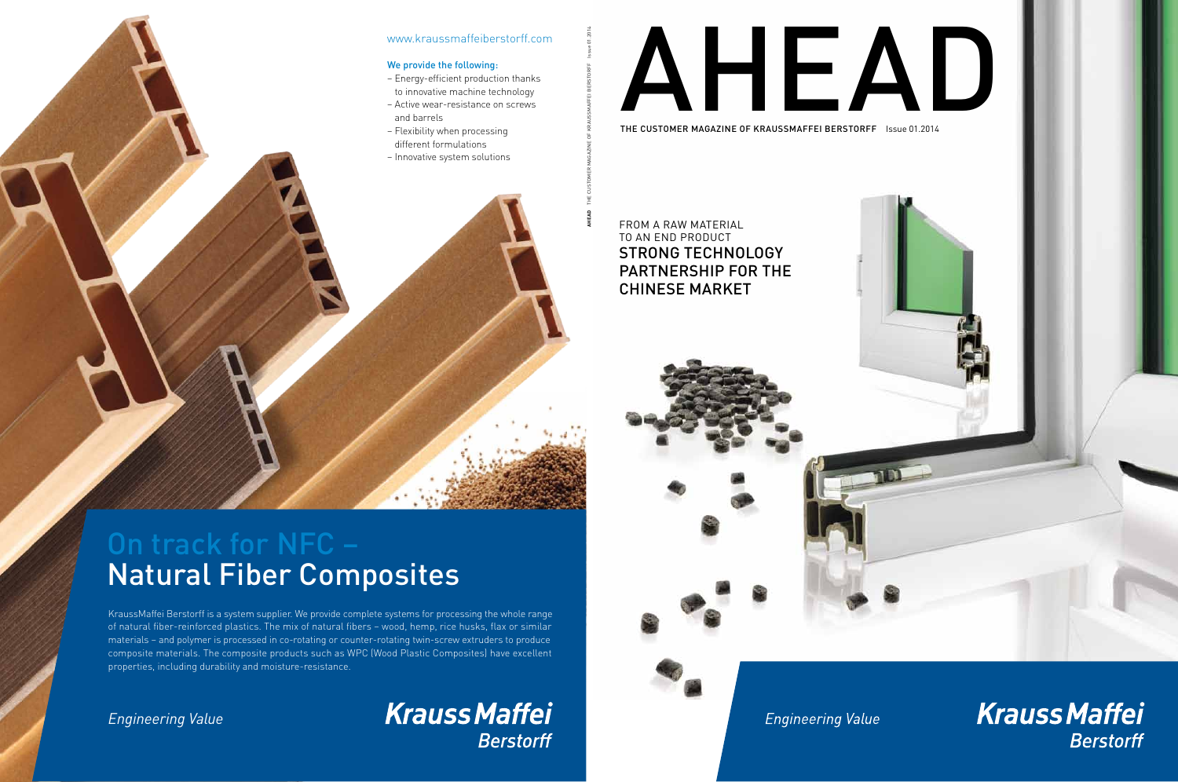www.kraussmaffeiberstorff.com

**We provide the following:**

- Energy-efficient production thanks to innovative machine technology
- Active wear-resistance on screws and barrels
- Flexibility when processing different formulations
- Innovative system solutions

# On track for NFC – Natural Fiber Composites

KraussMaffei Berstorff is a system supplier. We provide complete systems for processing the whole range of natural fiber-reinforced plastics. The mix of natural fibers – wood, hemp, rice husks, flax or similar materials – and polymer is processed in co-rotating or counter-rotating twin-screw extruders to produce composite materials. The composite products such as WPC (Wood Plastic Composites) have excellent properties, including durability and moisture-resistance.

*Engineering Value*

**KraussMaffei Berstorff**

# AHEAD

THE CUSTOMER MAGAZINE OF KRAUSSMAFFEI BERSTORFF Issue 01.2014

FROM A RAW MATERIAL TO AN END PRODUCT

## STRONG TECHNOLOGY PARTNERSHIP FOR THE CHINESE MARKET

*Engineering Value*

**KraussMaffei Berstorff**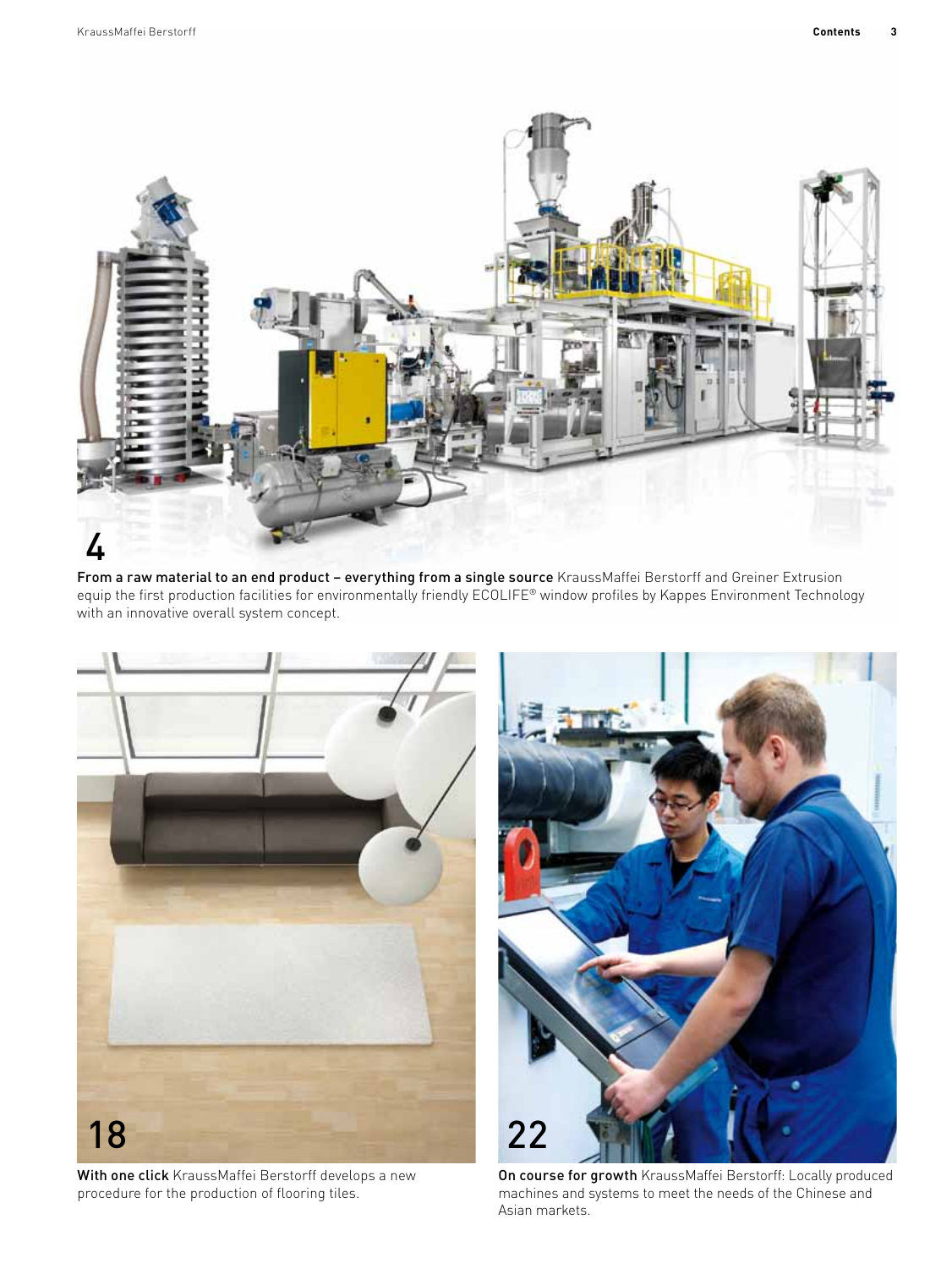4

**From a raw material to an end product – everything from a single source** KraussMaffei Berstorff and Greiner Extrusion equip the first production facilities for environmentally friendly ECOLIFE® window profiles by Kappes Environment Technology with an innovative overall system concept.

18

**With one click** KraussMaffei Berstorff develops a new procedure for the production of flooring tiles.

22

**On course for growth** KraussMaffei Berstorff: Locally produced machines and systems to meet the needs of the Chinese and Asian markets.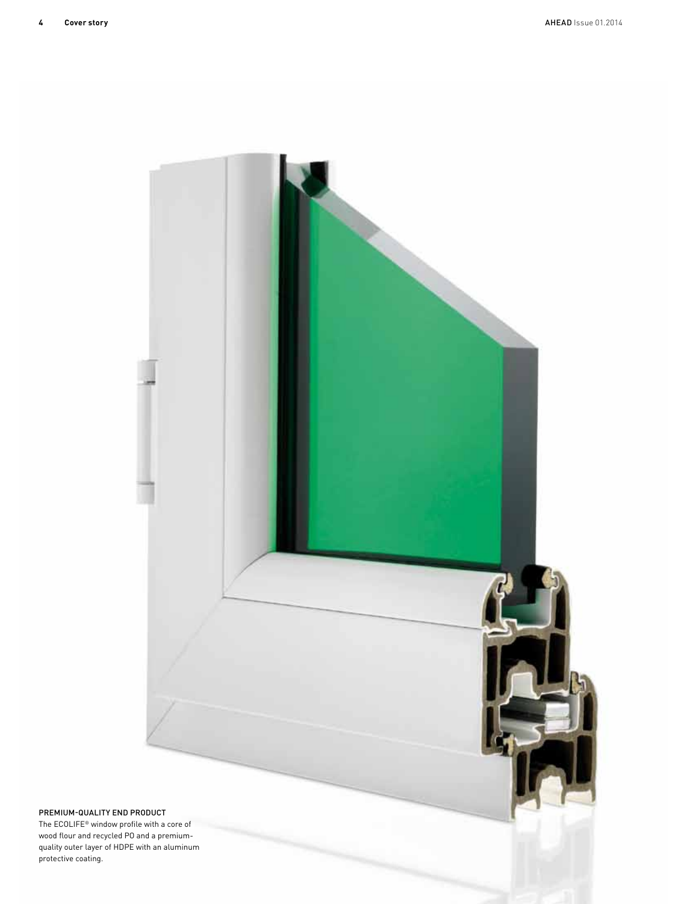PREMIUM-QUALITY END PRODUCT

The ECOLIFE® window profile with a core of wood flour and recycled PO and a premium-quality outer layer of HDPE with an aluminum protective coating.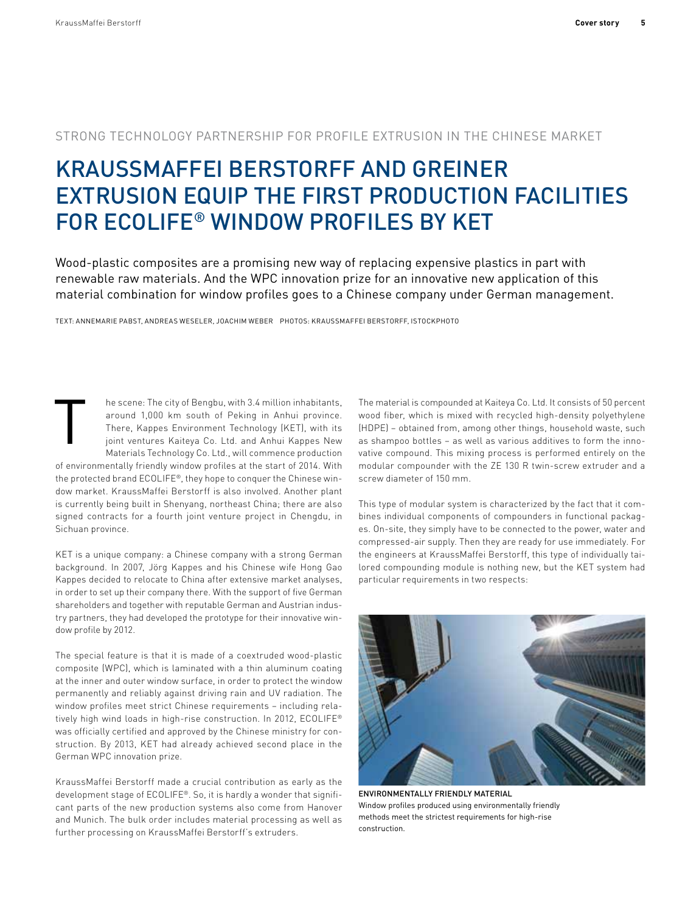STRONG TECHNOLOGY PARTNERSHIP FOR PROFILE EXTRUSION IN THE CHINESE MARKET

# KRAUSSMAFFEI BERSTORFF AND GREINER EXTRUSION EQUIP THE FIRST PRODUCTION FACILITIES FOR ECOLIFE® WINDOW PROFILES BY KET

Wood-plastic composites are a promising new way of replacing expensive plastics in part with renewable raw materials. And the WPC innovation prize for an innovative new application of this material combination for window profiles goes to a Chinese company under German management.

TEXT: ANNEMARIE PABST, ANDREAS WESELER, JOACHIM WEBER PHOTOS: KRAUSSMAFFEI BERSTORFF, ISTOCKPHOTO

The scene: The city of Bengbu, with 3.4 million inhabitants, around 1,000 km south of Peking in Anhui province. There, Kappes Environment Technology (KET), with its joint ventures Kaiteya Co. Ltd. and Anhui Kappes New Materials Technology Co. Ltd., will commence production of environmentally friendly window profiles at the start of 2014. With the protected brand ECOLIFE®, they hope to conquer the Chinese window market. KraussMaffei Berstorff is also involved. Another plant is currently being built in Shenyang, northeast China; there are also signed contracts for a fourth joint venture project in Chengdu, in Sichuan province.

KET is a unique company: a Chinese company with a strong German background. In 2007, Jörg Kappes and his Chinese wife Hong Gao Kappes decided to relocate to China after extensive market analyses, in order to set up their company there. With the support of five German shareholders and together with reputable German and Austrian industry partners, they had developed the prototype for their innovative window profile by 2012.

The special feature is that it is made of a coextruded wood-plastic composite (WPC), which is laminated with a thin aluminum coating at the inner and outer window surface, in order to protect the window permanently and reliably against driving rain and UV radiation. The window profiles meet strict Chinese requirements – including relatively high wind loads in high-rise construction. In 2012, ECOLIFE® was officially certified and approved by the Chinese ministry for construction. By 2013, KET had already achieved second place in the German WPC innovation prize.

KraussMaffei Berstorff made a crucial contribution as early as the development stage of ECOLIFE®. So, it is hardly a wonder that significant parts of the new production systems also come from Hanover and Munich. The bulk order includes material processing as well as further processing on KraussMaffei Berstorff's extruders.

The material is compounded at Kaiteya Co. Ltd. It consists of 50 percent wood fiber, which is mixed with recycled high-density polyethylene (HDPE) – obtained from, among other things, household waste, such as shampoo bottles – as well as various additives to form the innovative compound. This mixing process is performed entirely on the modular compounder with the ZE 130 R twin-screw extruder and a screw diameter of 150 mm.

This type of modular system is characterized by the fact that it combines individual components of compounders in functional packages. On-site, they simply have to be connected to the power, water and compressed-air supply. Then they are ready for use immediately. For the engineers at KraussMaffei Berstorff, this type of individually tailored compounding module is nothing new, but the KET system had particular requirements in two respects:

ENVIRONMENTALLY FRIENDLY MATERIAL
Window profiles produced using environmentally friendly methods meet the strictest requirements for high-rise construction.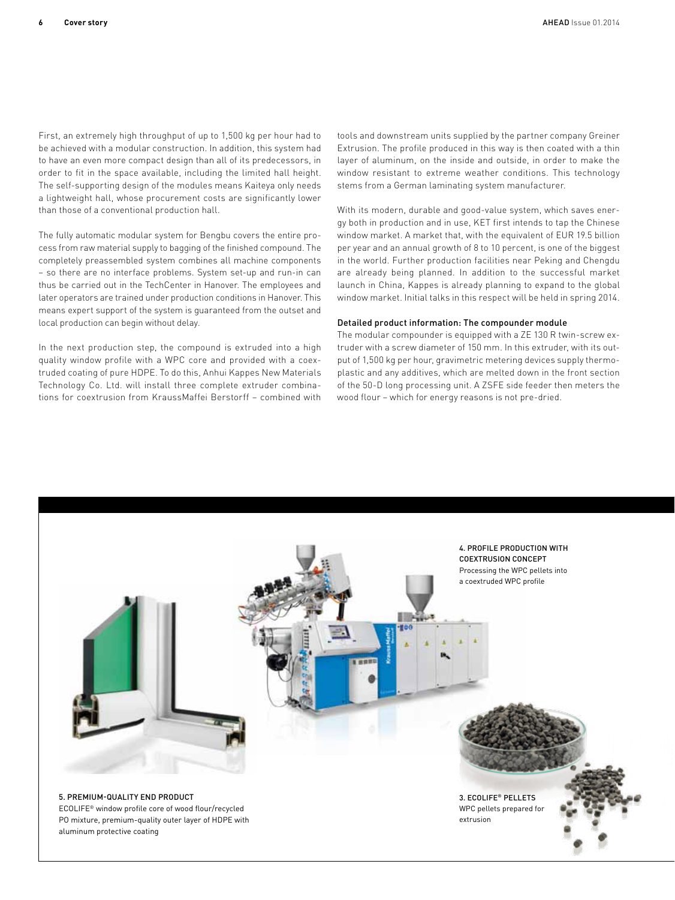First, an extremely high throughput of up to 1,500 kg per hour had to be achieved with a modular construction. In addition, this system had to have an even more compact design than all of its predecessors, in order to fit in the space available, including the limited hall height. The self-supporting design of the modules means Kaiteya only needs a lightweight hall, whose procurement costs are significantly lower than those of a conventional production hall.

The fully automatic modular system for Bengbu covers the entire process from raw material supply to bagging of the finished compound. The completely preassembled system combines all machine components – so there are no interface problems. System set-up and run-in can thus be carried out in the TechCenter in Hanover. The employees and later operators are trained under production conditions in Hanover. This means expert support of the system is guaranteed from the outset and local production can begin without delay.

In the next production step, the compound is extruded into a high quality window profile with a WPC core and provided with a coextruded coating of pure HDPE. To do this, Anhui Kappes New Materials Technology Co. Ltd. will install three complete extruder combinations for coextrusion from KraussMaffei Berstorff – combined with tools and downstream units supplied by the partner company Greiner Extrusion. The profile produced in this way is then coated with a thin layer of aluminum, on the inside and outside, in order to make the window resistant to extreme weather conditions. This technology stems from a German laminating system manufacturer.

With its modern, durable and good-value system, which saves energy both in production and in use, KET first intends to tap the Chinese window market. A market that, with the equivalent of EUR 19.5 billion per year and an annual growth of 8 to 10 percent, is one of the biggest in the world. Further production facilities near Peking and Chengdu are already being planned. In addition to the successful market launch in China, Kappes is already planning to expand to the global window market. Initial talks in this respect will be held in spring 2014.

#### Detailed product information: The compounder module

The modular compounder is equipped with a ZE 130 R twin-screw extruder with a screw diameter of 150 mm. In this extruder, with its output of 1,500 kg per hour, gravimetric metering devices supply thermoplastic and any additives, which are melted down in the front section of the 50-D long processing unit. A ZSFE side feeder then meters the wood flour – which for energy reasons is not pre-dried.

4. PROFILE PRODUCTION WITH COEXTRUSION CONCEPT
Processing the WPC pellets into a coextruded WPC profile

5. PREMIUM-QUALITY END PRODUCT
ECOLIFE® window profile core of wood flour/recycled PO mixture, premium-quality outer layer of HDPE with aluminum protective coating

3. ECOLIFE® PELLETS
WPC pellets prepared for extrusion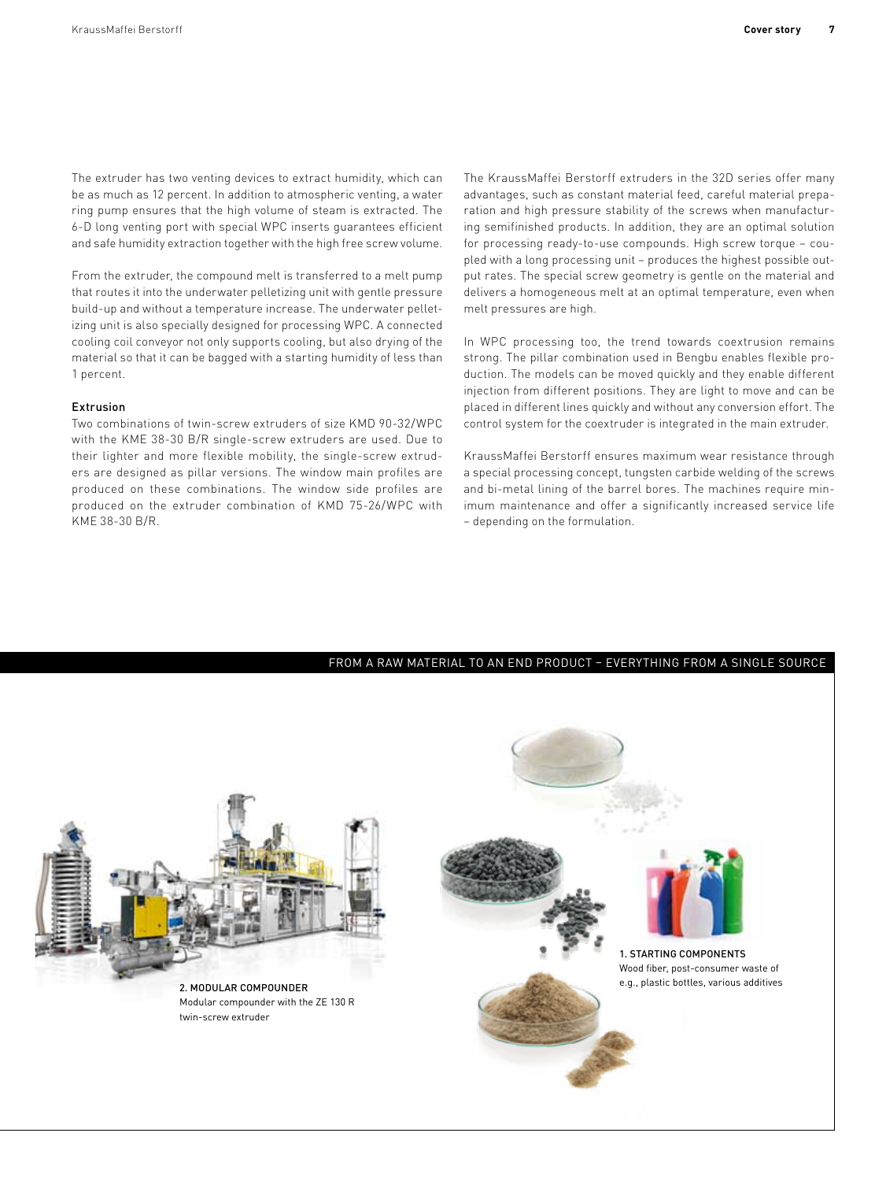The extruder has two venting devices to extract humidity, which can be as much as 12 percent. In addition to atmospheric venting, a water ring pump ensures that the high volume of steam is extracted. The 6-D long venting port with special WPC inserts guarantees efficient and safe humidity extraction together with the high free screw volume.

From the extruder, the compound melt is transferred to a melt pump that routes it into the underwater pelletizing unit with gentle pressure build-up and without a temperature increase. The underwater pelletizing unit is also specially designed for processing WPC. A connected cooling coil conveyor not only supports cooling, but also drying of the material so that it can be bagged with a starting humidity of less than 1 percent.

### Extrusion

Two combinations of twin-screw extruders of size KMD 90-32/WPC with the KME 38-30 B/R single-screw extruders are used. Due to their lighter and more flexible mobility, the single-screw extruders are designed as pillar versions. The window main profiles are produced on these combinations. The window side profiles are produced on the extruder combination of KMD 75-26/WPC with KME 38-30 B/R.

The KraussMaffei Berstorff extruders in the 32D series offer many advantages, such as constant material feed, careful material preparation and high pressure stability of the screws when manufacturing semifinished products. In addition, they are an optimal solution for processing ready-to-use compounds. High screw torque – coupled with a long processing unit – produces the highest possible output rates. The special screw geometry is gentle on the material and delivers a homogeneous melt at an optimal temperature, even when melt pressures are high.

In WPC processing too, the trend towards coextrusion remains strong. The pillar combination used in Bengbu enables flexible production. The models can be moved quickly and they enable different injection from different positions. They are light to move and can be placed in different lines quickly and without any conversion effort. The control system for the coextruder is integrated in the main extruder.

KraussMaffei Berstorff ensures maximum wear resistance through a special processing concept, tungsten carbide welding of the screws and bi-metal lining of the barrel bores. The machines require minimum maintenance and offer a significantly increased service life – depending on the formulation.

FROM A RAW MATERIAL TO AN END PRODUCT – EVERYTHING FROM A SINGLE SOURCE

1. STARTING COMPONENTS
Wood fiber, post-consumer waste of e.g., plastic bottles, various additives

2. MODULAR COMPOUNDER
Modular compounder with the ZE 130 R twin-screw extruder